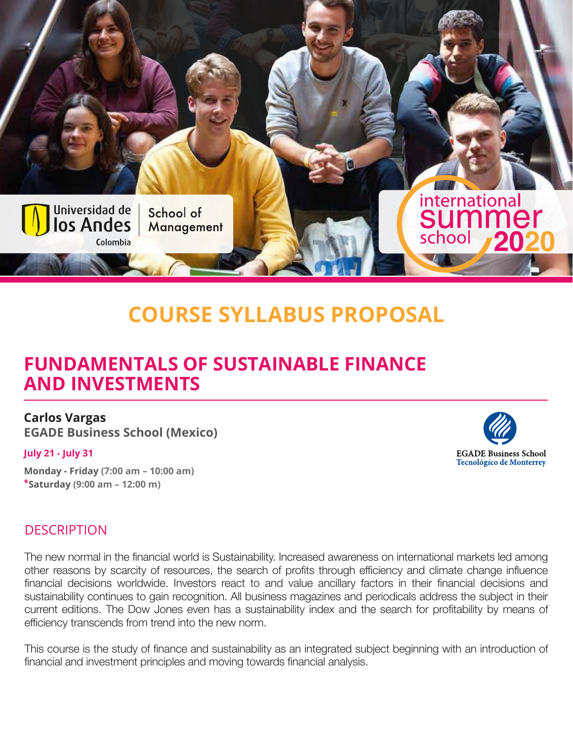# COURSE SYLLABUS PROPOSAL

## FUNDAMENTALS OF SUSTAINABLE FINANCE AND INVESTMENTS

**Carlos Vargas**
**EGADE Business School (Mexico)**

**July 21 - July 31**

**Monday - Friday** (7:00 am – 10:00 am)
***Saturday** (9:00 am – 12:00 m)

### DESCRIPTION

The new normal in the financial world is Sustainability. Increased awareness on international markets led among other reasons by scarcity of resources, the search of profits through efficiency and climate change influence financial decisions worldwide. Investors react to and value ancillary factors in their financial decisions and sustainability continues to gain recognition. All business magazines and periodicals address the subject in their current editions. The Dow Jones even has a sustainability index and the search for profitability by means of efficiency transcends from trend into the new norm.

This course is the study of finance and sustainability as an integrated subject beginning with an introduction of financial and investment principles and moving towards financial analysis.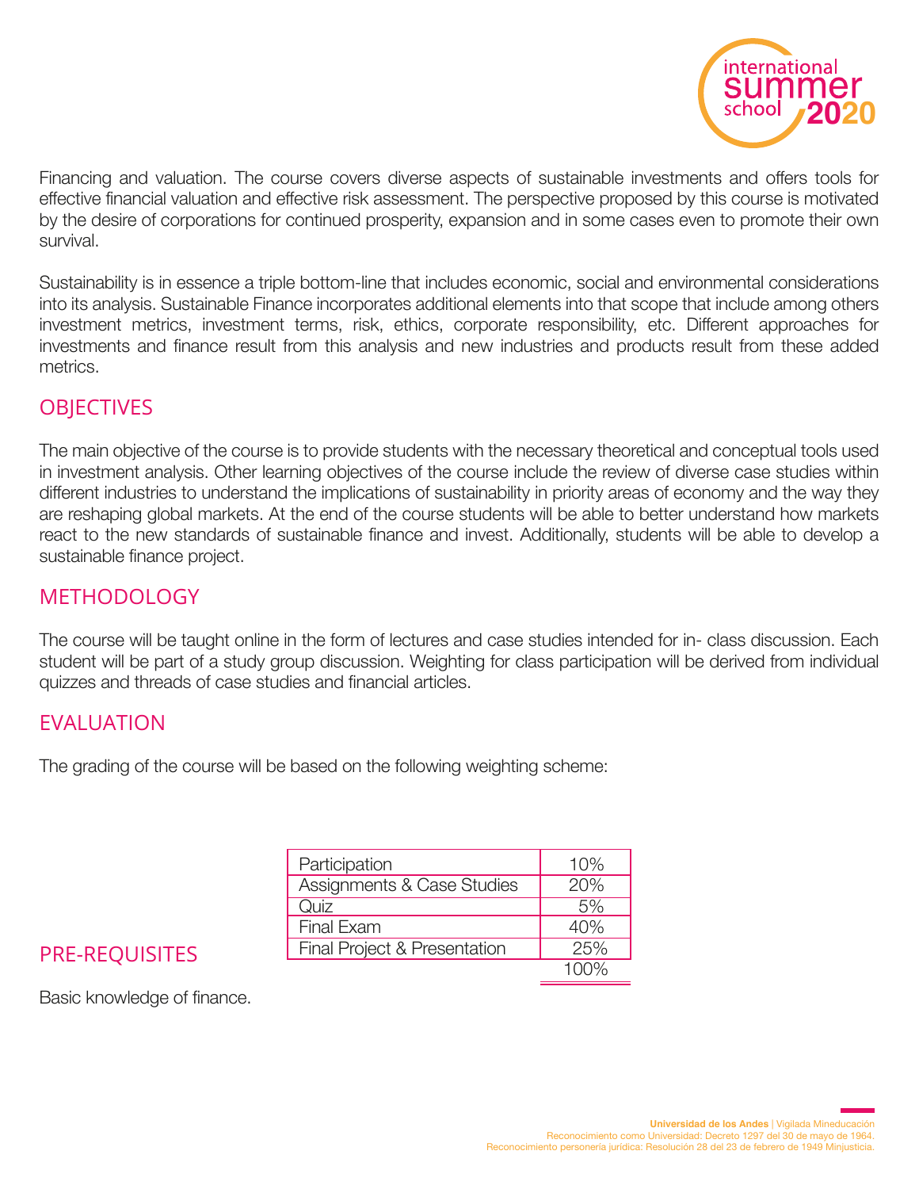Financing and valuation. The course covers diverse aspects of sustainable investments and offers tools for effective financial valuation and effective risk assessment. The perspective proposed by this course is motivated by the desire of corporations for continued prosperity, expansion and in some cases even to promote their own survival.

Sustainability is in essence a triple bottom-line that includes economic, social and environmental considerations into its analysis. Sustainable Finance incorporates additional elements into that scope that include among others investment metrics, investment terms, risk, ethics, corporate responsibility, etc. Different approaches for investments and finance result from this analysis and new industries and products result from these added metrics.

## OBJECTIVES

The main objective of the course is to provide students with the necessary theoretical and conceptual tools used in investment analysis. Other learning objectives of the course include the review of diverse case studies within different industries to understand the implications of sustainability in priority areas of economy and the way they are reshaping global markets. At the end of the course students will be able to better understand how markets react to the new standards of sustainable finance and invest. Additionally, students will be able to develop a sustainable finance project.

## METHODOLOGY

The course will be taught online in the form of lectures and case studies intended for in- class discussion. Each student will be part of a study group discussion. Weighting for class participation will be derived from individual quizzes and threads of case studies and financial articles.

## EVALUATION

The grading of the course will be based on the following weighting scheme:

| | |
|---|---|
| Participation | 10% |
| Assignments & Case Studies | 20% |
| Quiz | 5% |
| Final Exam | 40% |
| Final Project & Presentation | 25% |
| | 100% |

## PRE-REQUISITES

Basic knowledge of finance.